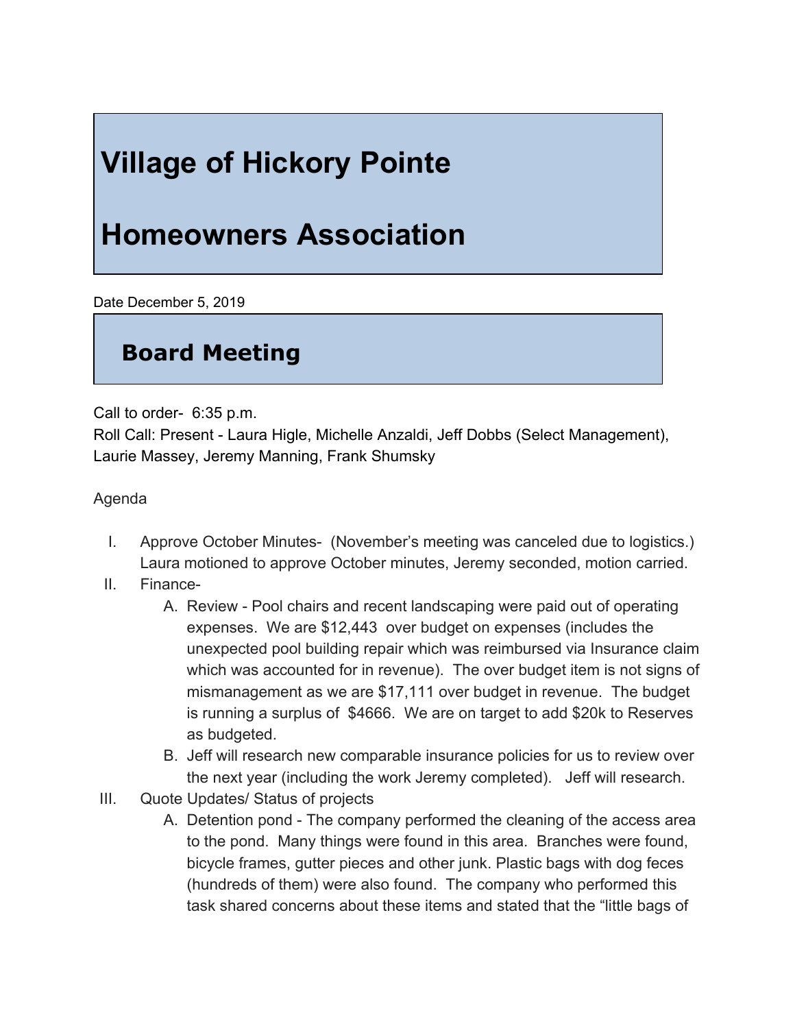# Village of Hickory Pointe

# Homeowners Association

Date December 5, 2019

## Board Meeting

Call to order- 6:35 p.m.
Roll Call: Present - Laura Higle, Michelle Anzaldi, Jeff Dobbs (Select Management), Laurie Massey, Jeremy Manning, Frank Shumsky

Agenda

I. Approve October Minutes- (November's meeting was canceled due to logistics.) Laura motioned to approve October minutes, Jeremy seconded, motion carried.

II. Finance-

   A. Review - Pool chairs and recent landscaping were paid out of operating expenses. We are $12,443 over budget on expenses (includes the unexpected pool building repair which was reimbursed via Insurance claim which was accounted for in revenue). The over budget item is not signs of mismanagement as we are $17,111 over budget in revenue. The budget is running a surplus of $4666. We are on target to add $20k to Reserves as budgeted.

   B. Jeff will research new comparable insurance policies for us to review over the next year (including the work Jeremy completed). Jeff will research.

III. Quote Updates/ Status of projects

   A. Detention pond - The company performed the cleaning of the access area to the pond. Many things were found in this area. Branches were found, bicycle frames, gutter pieces and other junk. Plastic bags with dog feces (hundreds of them) were also found. The company who performed this task shared concerns about these items and stated that the "little bags of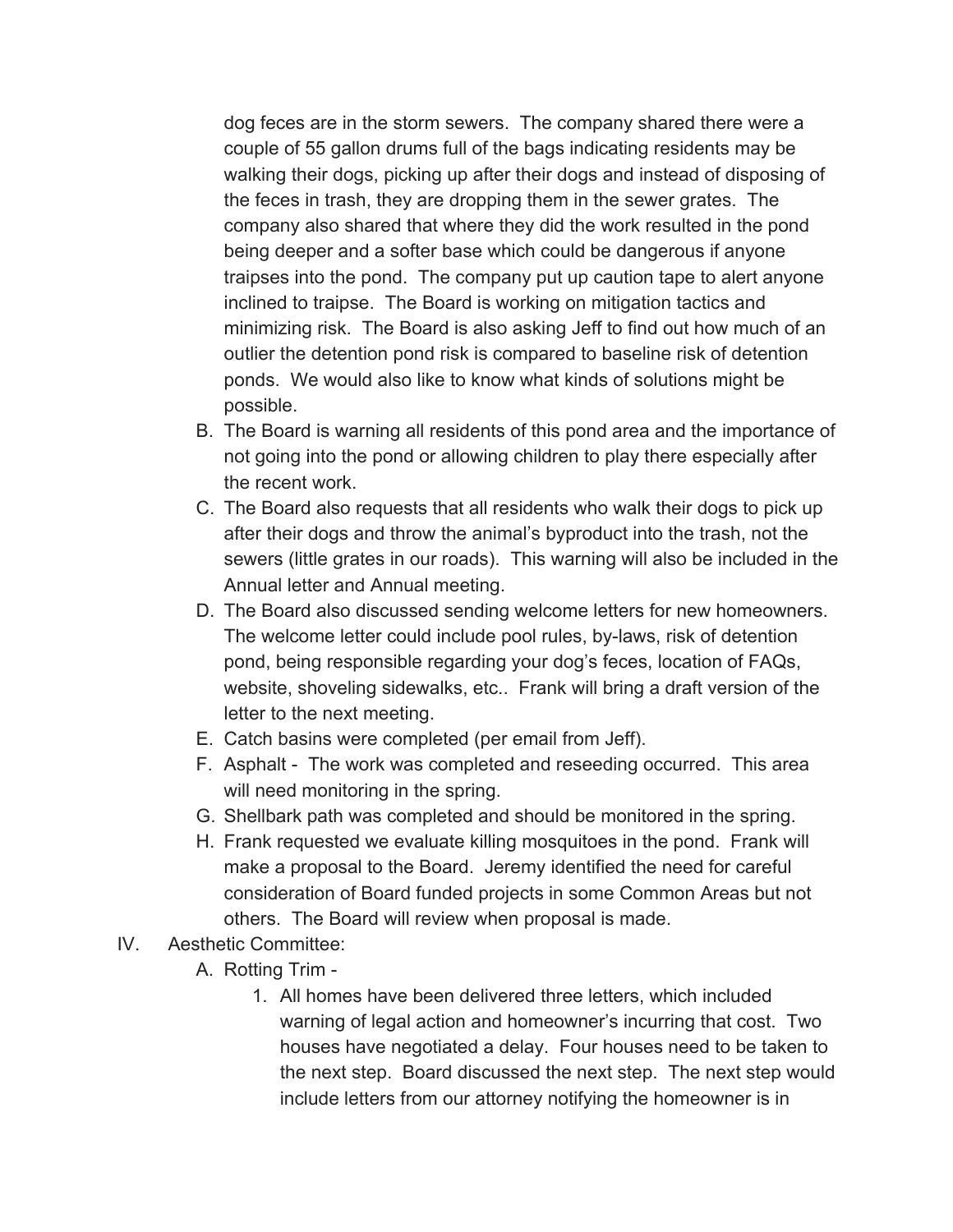dog feces are in the storm sewers. The company shared there were a couple of 55 gallon drums full of the bags indicating residents may be walking their dogs, picking up after their dogs and instead of disposing of the feces in trash, they are dropping them in the sewer grates. The company also shared that where they did the work resulted in the pond being deeper and a softer base which could be dangerous if anyone traipses into the pond. The company put up caution tape to alert anyone inclined to traipse. The Board is working on mitigation tactics and minimizing risk. The Board is also asking Jeff to find out how much of an outlier the detention pond risk is compared to baseline risk of detention ponds. We would also like to know what kinds of solutions might be possible.

B. The Board is warning all residents of this pond area and the importance of not going into the pond or allowing children to play there especially after the recent work.

C. The Board also requests that all residents who walk their dogs to pick up after their dogs and throw the animal's byproduct into the trash, not the sewers (little grates in our roads). This warning will also be included in the Annual letter and Annual meeting.

D. The Board also discussed sending welcome letters for new homeowners. The welcome letter could include pool rules, by-laws, risk of detention pond, being responsible regarding your dog's feces, location of FAQs, website, shoveling sidewalks, etc.. Frank will bring a draft version of the letter to the next meeting.

E. Catch basins were completed (per email from Jeff).

F. Asphalt - The work was completed and reseeding occurred. This area will need monitoring in the spring.

G. Shellbark path was completed and should be monitored in the spring.

H. Frank requested we evaluate killing mosquitoes in the pond. Frank will make a proposal to the Board. Jeremy identified the need for careful consideration of Board funded projects in some Common Areas but not others. The Board will review when proposal is made.

IV. Aesthetic Committee:

A. Rotting Trim -

1. All homes have been delivered three letters, which included warning of legal action and homeowner's incurring that cost. Two houses have negotiated a delay. Four houses need to be taken to the next step. Board discussed the next step. The next step would include letters from our attorney notifying the homeowner is in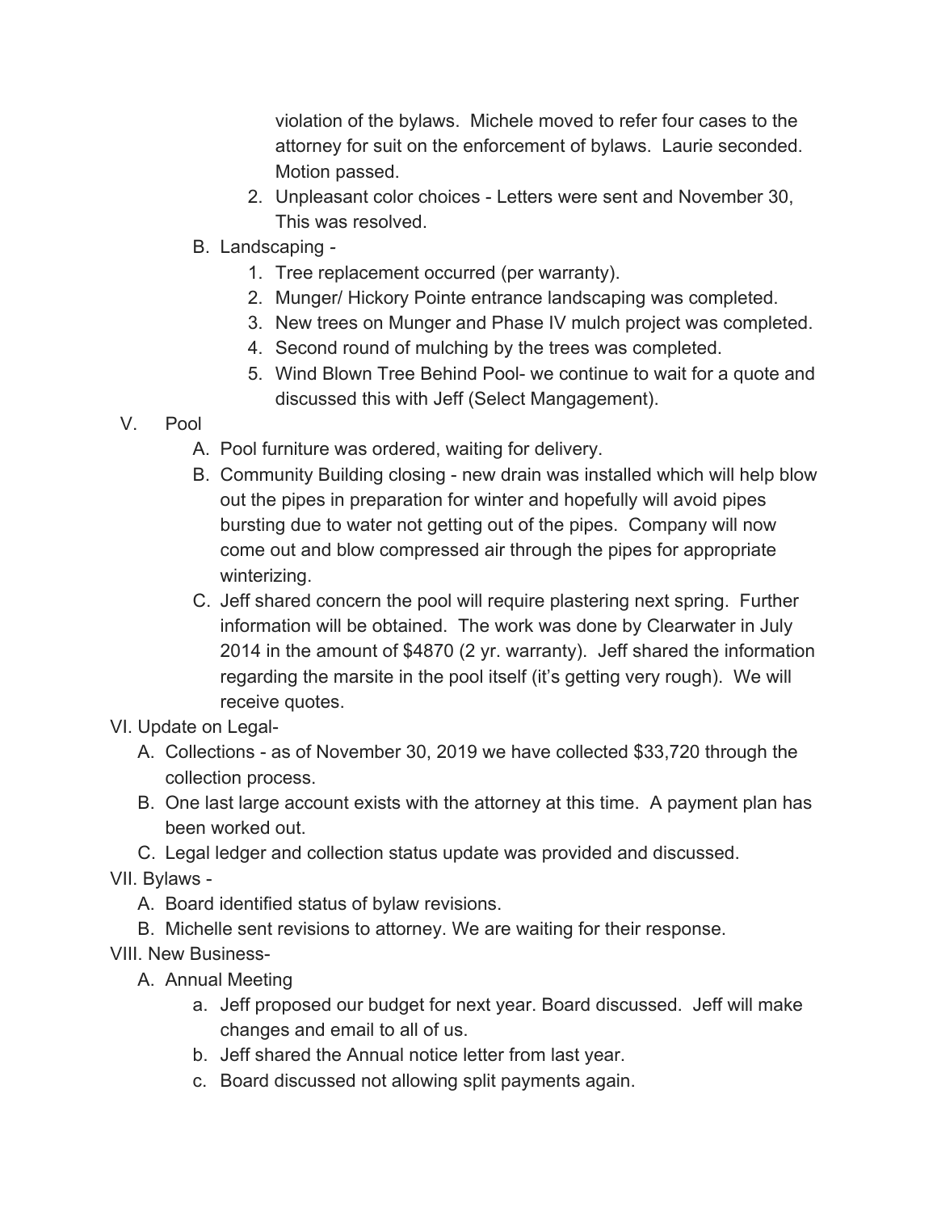violation of the bylaws. Michele moved to refer four cases to the attorney for suit on the enforcement of bylaws. Laurie seconded. Motion passed.

2. Unpleasant color choices - Letters were sent and November 30, This was resolved.

B. Landscaping -

1. Tree replacement occurred (per warranty).
2. Munger/ Hickory Pointe entrance landscaping was completed.
3. New trees on Munger and Phase IV mulch project was completed.
4. Second round of mulching by the trees was completed.
5. Wind Blown Tree Behind Pool- we continue to wait for a quote and discussed this with Jeff (Select Mangagement).

V. Pool

A. Pool furniture was ordered, waiting for delivery.

B. Community Building closing - new drain was installed which will help blow out the pipes in preparation for winter and hopefully will avoid pipes bursting due to water not getting out of the pipes. Company will now come out and blow compressed air through the pipes for appropriate winterizing.

C. Jeff shared concern the pool will require plastering next spring. Further information will be obtained. The work was done by Clearwater in July 2014 in the amount of $4870 (2 yr. warranty). Jeff shared the information regarding the marsite in the pool itself (it's getting very rough). We will receive quotes.

VI. Update on Legal-

A. Collections - as of November 30, 2019 we have collected $33,720 through the collection process.

B. One last large account exists with the attorney at this time. A payment plan has been worked out.

C. Legal ledger and collection status update was provided and discussed.

VII. Bylaws -

A. Board identified status of bylaw revisions.

B. Michelle sent revisions to attorney. We are waiting for their response.

VIII. New Business-

A. Annual Meeting

a. Jeff proposed our budget for next year. Board discussed. Jeff will make changes and email to all of us.
b. Jeff shared the Annual notice letter from last year.
c. Board discussed not allowing split payments again.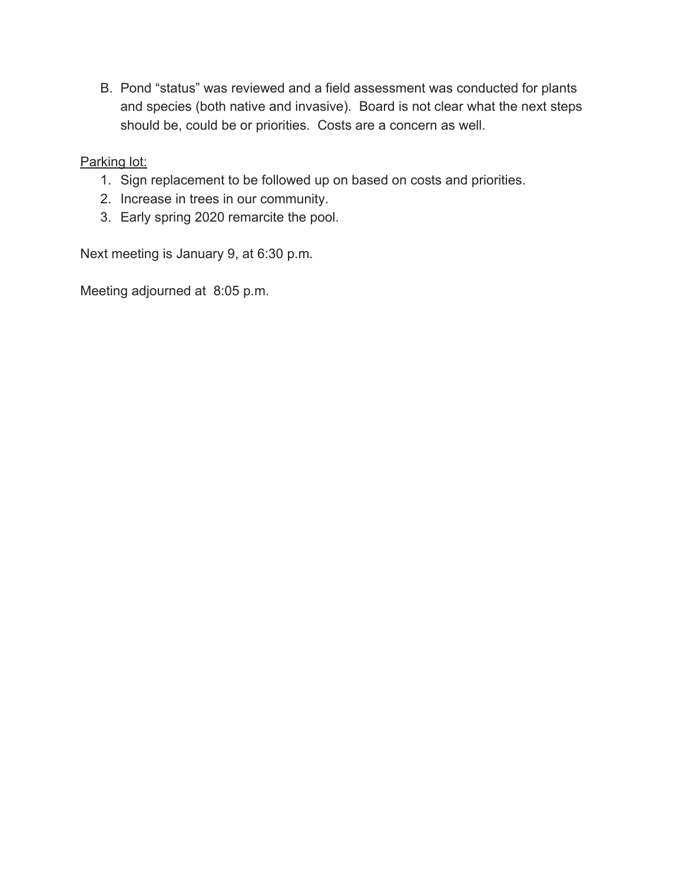B. Pond "status" was reviewed and a field assessment was conducted for plants and species (both native and invasive). Board is not clear what the next steps should be, could be or priorities. Costs are a concern as well.

<u>Parking lot:</u>

1. Sign replacement to be followed up on based on costs and priorities.
2. Increase in trees in our community.
3. Early spring 2020 remarcite the pool.

Next meeting is January 9, at 6:30 p.m.

Meeting adjourned at 8:05 p.m.